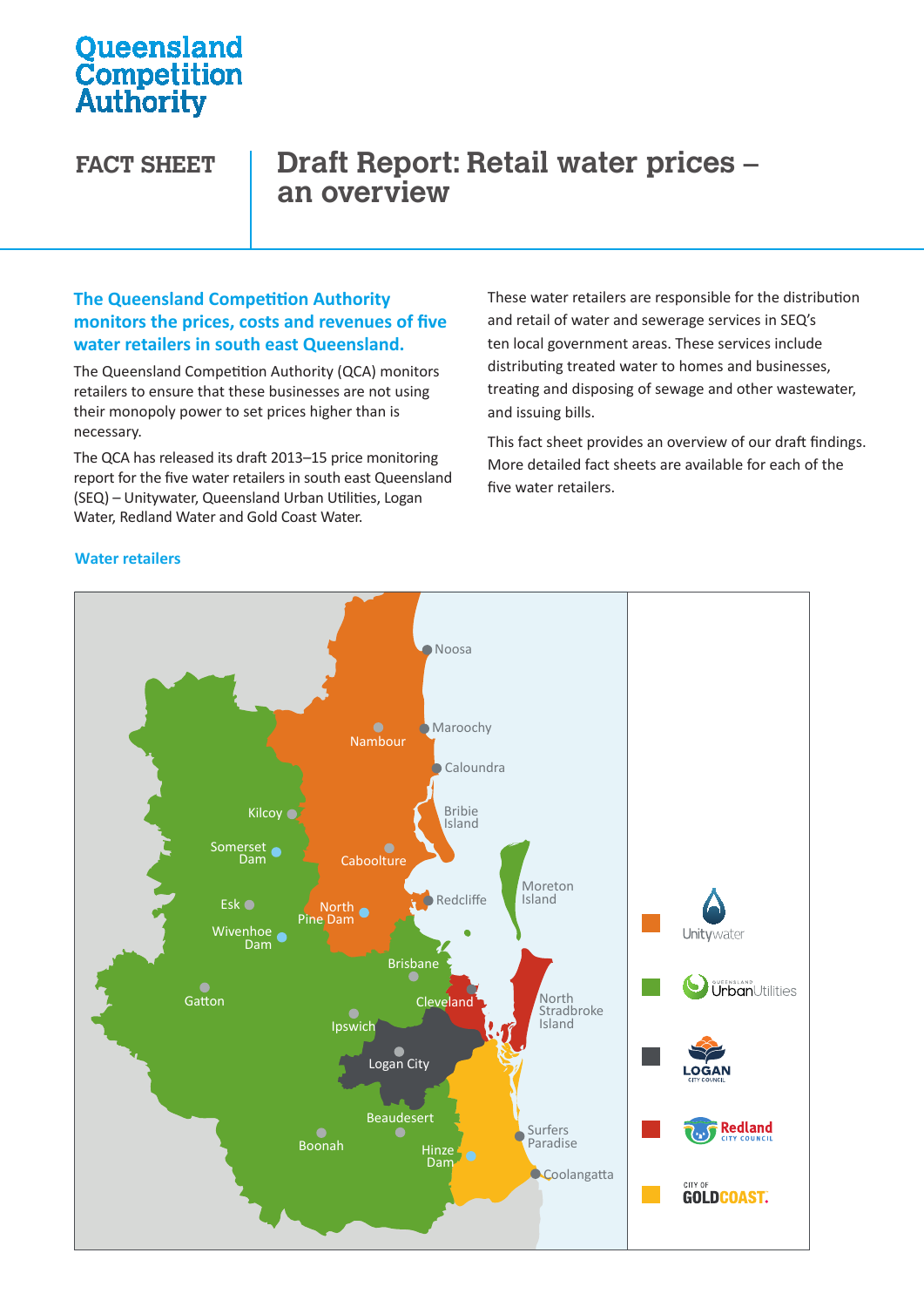Queensland Competition Authority

# FACT SHEET

# Draft Report: Retail water prices – an overview

**The Queensland Competition Authority monitors the prices, costs and revenues of five water retailers in south east Queensland.**

The Queensland Competition Authority (QCA) monitors retailers to ensure that these businesses are not using their monopoly power to set prices higher than is necessary.

The QCA has released its draft 2013–15 price monitoring report for the five water retailers in south east Queensland (SEQ) – Unitywater, Queensland Urban Utilities, Logan Water, Redland Water and Gold Coast Water.

These water retailers are responsible for the distribution and retail of water and sewerage services in SEQ's ten local government areas. These services include distributing treated water to homes and businesses, treating and disposing of sewage and other wastewater, and issuing bills.

This fact sheet provides an overview of our draft findings. More detailed fact sheets are available for each of the five water retailers.

## Water retailers

Noosa
Maroochy
Nambour
Caloundra
Bribie Island
Kilcoy
Somerset Dam
Caboolture
Moreton Island
Esk
North Pine Dam
Redcliffe
Wivenhoe Dam
Brisbane
Gatton
Cleveland
North Stradbroke Island
Ipswich
Logan City
Beaudesert
Surfers Paradise
Boonah
Hinze Dam
Coolangatta

Unitywater
Queensland Urban Utilities
Logan City Council
Redland City Council
City of Gold Coast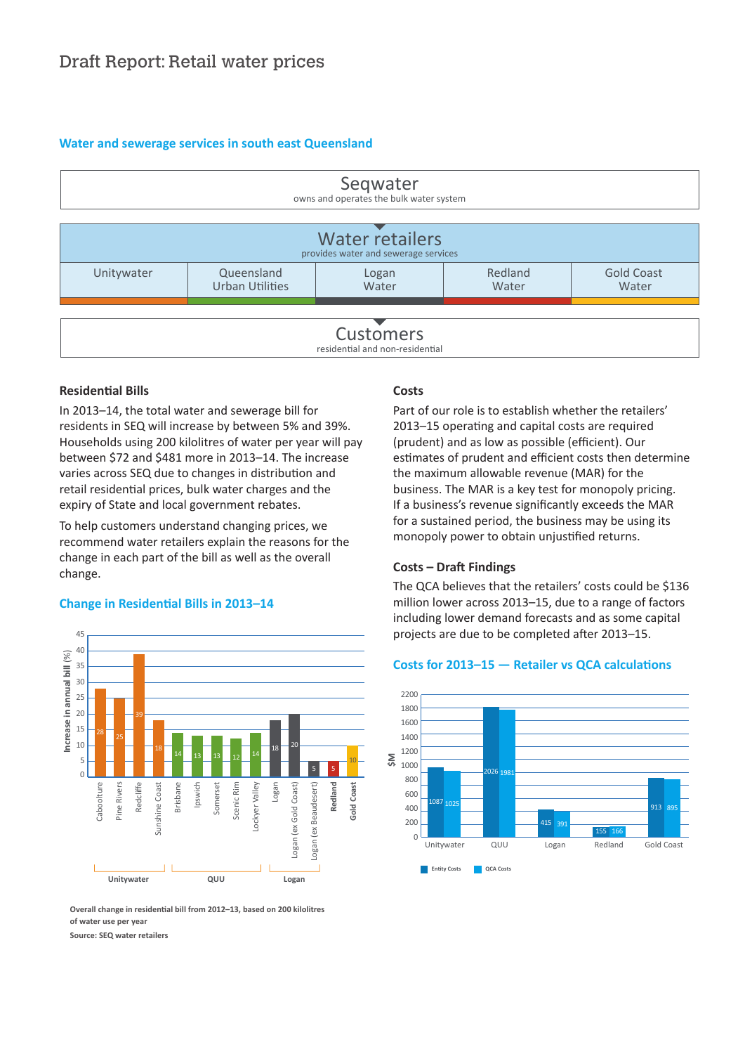# Draft Report: Retail water prices

## Water and sewerage services in south east Queensland

Seqwater
owns and operates the bulk water system

Water retailers
provides water and sewerage services

Unitywater
Queensland Urban Utilities
Logan Water
Redland Water
Gold Coast Water

Customers
residential and non-residential

### Residential Bills

In 2013–14, the total water and sewerage bill for residents in SEQ will increase by between 5% and 39%. Households using 200 kilolitres of water per year will pay between $72 and $481 more in 2013–14. The increase varies across SEQ due to changes in distribution and retail residential prices, bulk water charges and the expiry of State and local government rebates.

To help customers understand changing prices, we recommend water retailers explain the reasons for the change in each part of the bill as well as the overall change.

### Change in Residential Bills in 2013–14

Increase in annual bill (%)
0
5
10
15
20
25
30
35
40
45

28
25
39
18
14
13
13
12
14
18
20
5
5
10

Caboolture
Pine Rivers
Redcliffe
Sunshine Coast
Brisbane
Ipswich
Somerset
Scenic Rim
Lockyer Valley
Logan
Logan (ex Gold Coast)
Logan (ex Beaudesert)
Redland
Gold Coast

Unitywater
QUU
Logan

**Overall change in residential bill from 2012–13, based on 200 kilolitres of water use per year**

**Source: SEQ water retailers**

### Costs

Part of our role is to establish whether the retailers' 2013–15 operating and capital costs are required (prudent) and as low as possible (efficient). Our estimates of prudent and efficient costs then determine the maximum allowable revenue (MAR) for the business. The MAR is a key test for monopoly pricing. If a business's revenue significantly exceeds the MAR for a sustained period, the business may be using its monopoly power to obtain unjustified returns.

### Costs – Draft Findings

The QCA believes that the retailers' costs could be $136 million lower across 2013–15, due to a range of factors including lower demand forecasts and as some capital projects are due to be completed after 2013–15.

### Costs for 2013–15 — Retailer vs QCA calculations

$M
0
200
400
600
800
1000
1200
1400
1600
1800
2200

1087
1025
2026
1981
415
391
155
166
913
895

Unitywater
QUU
Logan
Redland
Gold Coast

Entity Costs
QCA Costs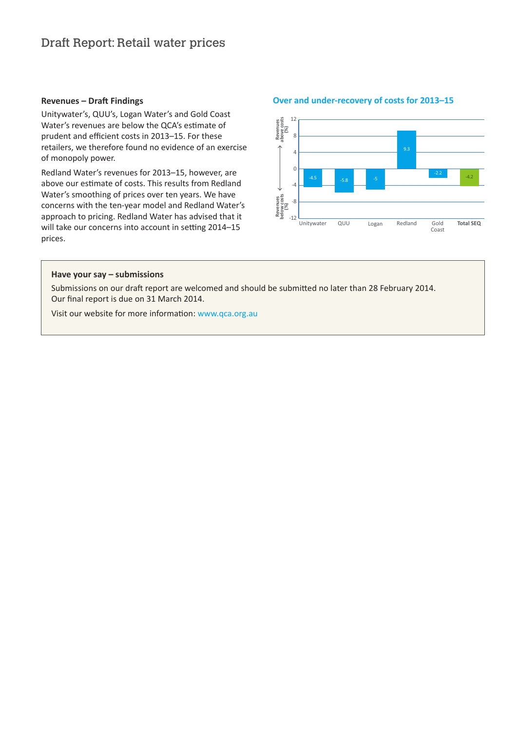**Revenues – Draft Findings**

Unitywater's, QUU's, Logan Water's and Gold Coast Water's revenues are below the QCA's estimate of prudent and efficient costs in 2013–15. For these retailers, we therefore found no evidence of an exercise of monopoly power.

Redland Water's revenues for 2013–15, however, are above our estimate of costs. This results from Redland Water's smoothing of prices over ten years. We have concerns with the ten-year model and Redland Water's approach to pricing. Redland Water has advised that it will take our concerns into account in setting 2014–15 prices.

### Over and under-recovery of costs for 2013–15

Revenues above costs (%)

Revenues below costs (%)

12
8
4
0
-4
-8
-12

-4.5
-5.8
-5
9.3
-2.2
-4.2

Unitywater
QUU
Logan
Redland
Gold Coast
Total SEQ

**Have your say – submissions**

Submissions on our draft report are welcomed and should be submitted no later than 28 February 2014. Our final report is due on 31 March 2014.

Visit our website for more information: www.qca.org.au